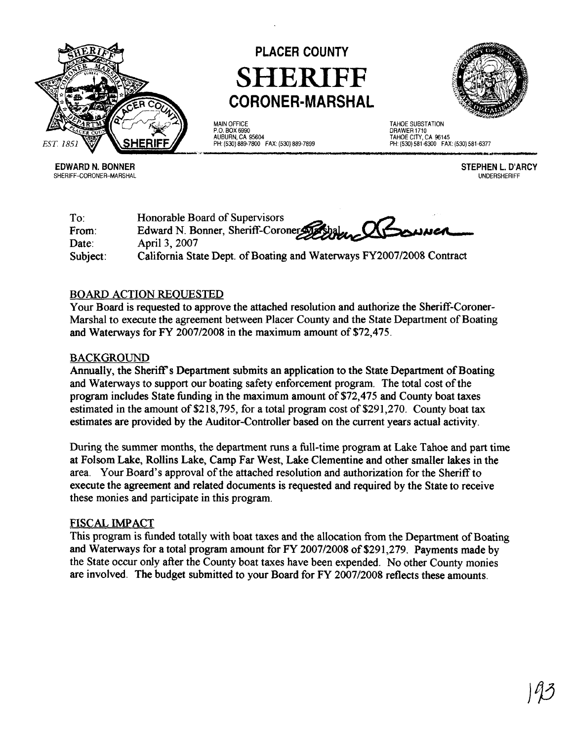# PLACER COUNTY

# SHERIFF

## CORONER-MARSHAL

EST. 1851

MAIN OFFICE
P.O. BOX 6990
AUBURN, CA 95604
PH: (530) 889-7800 FAX: (530) 889-7899

TAHOE SUBSTATION
DRAWER 1710
TAHOE CITY, CA 96145
PH: (530) 581-6300 FAX: (530) 581-6377

**EDWARD N. BONNER**
SHERIFF-CORONER-MARSHAL

**STEPHEN L. D'ARCY**
UNDERSHERIFF

To: Honorable Board of Supervisors
From: Edward N. Bonner, Sheriff-Coroner-Marshal
Date: April 3, 2007
Subject: California State Dept. of Boating and Waterways FY2007/2008 Contract

## BOARD ACTION REQUESTED

Your Board is requested to approve the attached resolution and authorize the Sheriff-Coroner-Marshal to execute the agreement between Placer County and the State Department of Boating and Waterways for FY 2007/2008 in the maximum amount of $72,475.

## BACKGROUND

Annually, the Sheriff's Department submits an application to the State Department of Boating and Waterways to support our boating safety enforcement program. The total cost of the program includes State funding in the maximum amount of $72,475 and County boat taxes estimated in the amount of $218,795, for a total program cost of $291,270. County boat tax estimates are provided by the Auditor-Controller based on the current years actual activity.

During the summer months, the department runs a full-time program at Lake Tahoe and part time at Folsom Lake, Rollins Lake, Camp Far West, Lake Clementine and other smaller lakes in the area. Your Board's approval of the attached resolution and authorization for the Sheriff to execute the agreement and related documents is requested and required by the State to receive these monies and participate in this program.

## FISCAL IMPACT

This program is funded totally with boat taxes and the allocation from the Department of Boating and Waterways for a total program amount for FY 2007/2008 of $291,279. Payments made by the State occur only after the County boat taxes have been expended. No other County monies are involved. The budget submitted to your Board for FY 2007/2008 reflects these amounts.